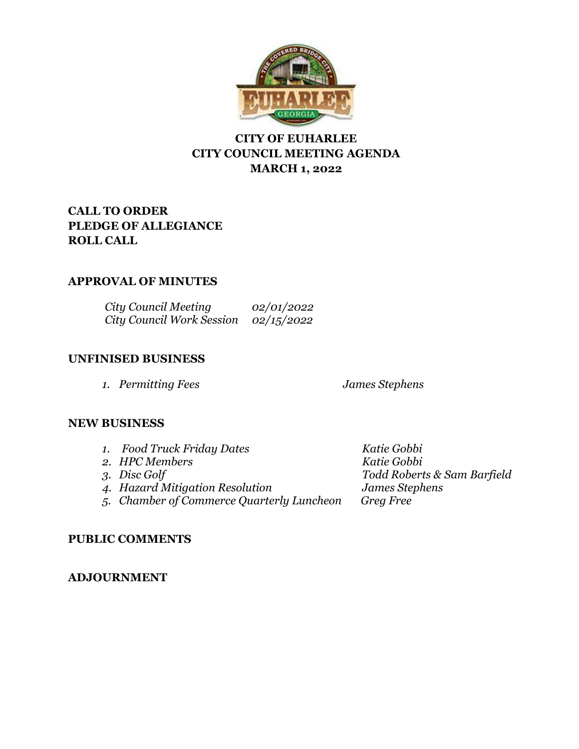# CITY OF EUHARLEE
## CITY COUNCIL MEETING AGENDA
## MARCH 1, 2022

**CALL TO ORDER**
**PLEDGE OF ALLEGIANCE**
**ROLL CALL**

**APPROVAL OF MINUTES**

| | |
|---|---|
| *City Council Meeting* | *02/01/2022* |
| *City Council Work Session* | *02/15/2022* |

**UNFINISED BUSINESS**

1. *Permitting Fees* — *James Stephens*

**NEW BUSINESS**

1. *Food Truck Friday Dates* — *Katie Gobbi*
2. *HPC Members* — *Katie Gobbi*
3. *Disc Golf* — *Todd Roberts & Sam Barfield*
4. *Hazard Mitigation Resolution* — *James Stephens*
5. *Chamber of Commerce Quarterly Luncheon* — *Greg Free*

**PUBLIC COMMENTS**

**ADJOURNMENT**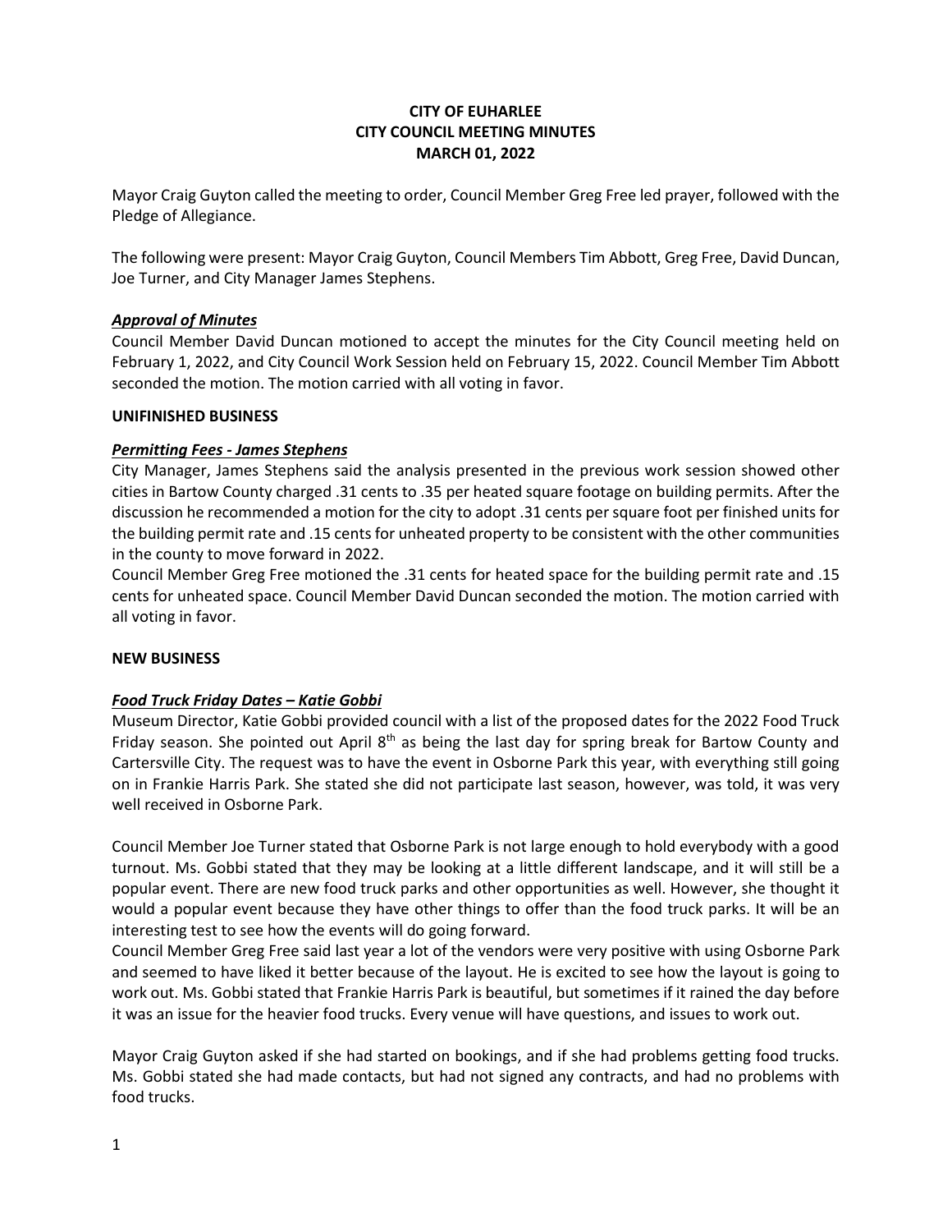**CITY OF EUHARLEE**
**CITY COUNCIL MEETING MINUTES**
**MARCH 01, 2022**

Mayor Craig Guyton called the meeting to order, Council Member Greg Free led prayer, followed with the Pledge of Allegiance.

The following were present: Mayor Craig Guyton, Council Members Tim Abbott, Greg Free, David Duncan, Joe Turner, and City Manager James Stephens.

***Approval of Minutes***

Council Member David Duncan motioned to accept the minutes for the City Council meeting held on February 1, 2022, and City Council Work Session held on February 15, 2022. Council Member Tim Abbott seconded the motion. The motion carried with all voting in favor.

**UNFINISHED BUSINESS**

***Permitting Fees - James Stephens***

City Manager, James Stephens said the analysis presented in the previous work session showed other cities in Bartow County charged .31 cents to .35 per heated square footage on building permits. After the discussion he recommended a motion for the city to adopt .31 cents per square foot per finished units for the building permit rate and .15 cents for unheated property to be consistent with the other communities in the county to move forward in 2022.

Council Member Greg Free motioned the .31 cents for heated space for the building permit rate and .15 cents for unheated space. Council Member David Duncan seconded the motion. The motion carried with all voting in favor.

**NEW BUSINESS**

***Food Truck Friday Dates – Katie Gobbi***

Museum Director, Katie Gobbi provided council with a list of the proposed dates for the 2022 Food Truck Friday season. She pointed out April 8th as being the last day for spring break for Bartow County and Cartersville City. The request was to have the event in Osborne Park this year, with everything still going on in Frankie Harris Park. She stated she did not participate last season, however, was told, it was very well received in Osborne Park.

Council Member Joe Turner stated that Osborne Park is not large enough to hold everybody with a good turnout. Ms. Gobbi stated that they may be looking at a little different landscape, and it will still be a popular event. There are new food truck parks and other opportunities as well. However, she thought it would a popular event because they have other things to offer than the food truck parks. It will be an interesting test to see how the events will do going forward.

Council Member Greg Free said last year a lot of the vendors were very positive with using Osborne Park and seemed to have liked it better because of the layout. He is excited to see how the layout is going to work out. Ms. Gobbi stated that Frankie Harris Park is beautiful, but sometimes if it rained the day before it was an issue for the heavier food trucks. Every venue will have questions, and issues to work out.

Mayor Craig Guyton asked if she had started on bookings, and if she had problems getting food trucks. Ms. Gobbi stated she had made contacts, but had not signed any contracts, and had no problems with food trucks.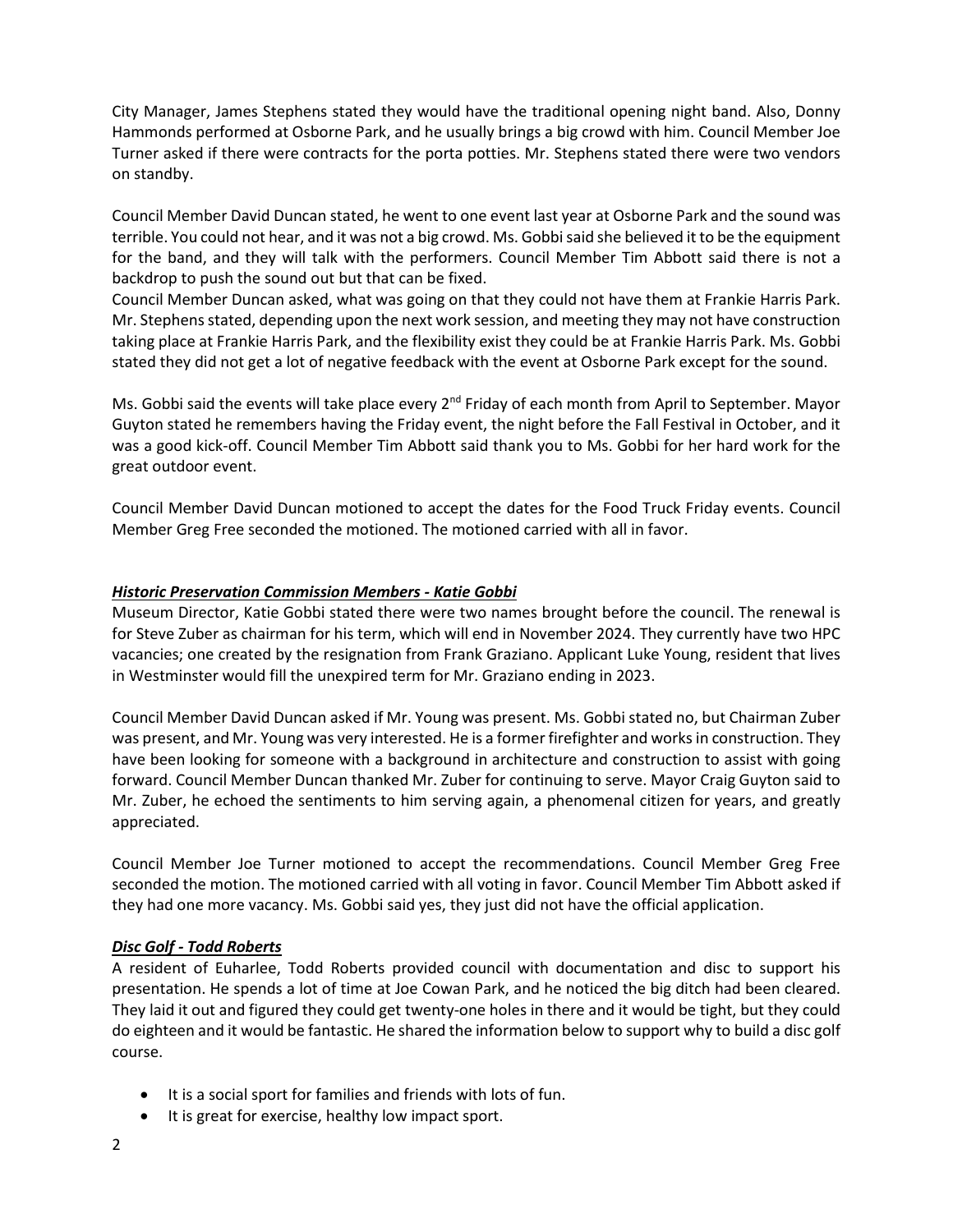City Manager, James Stephens stated they would have the traditional opening night band. Also, Donny Hammonds performed at Osborne Park, and he usually brings a big crowd with him. Council Member Joe Turner asked if there were contracts for the porta potties. Mr. Stephens stated there were two vendors on standby.

Council Member David Duncan stated, he went to one event last year at Osborne Park and the sound was terrible. You could not hear, and it was not a big crowd. Ms. Gobbi said she believed it to be the equipment for the band, and they will talk with the performers. Council Member Tim Abbott said there is not a backdrop to push the sound out but that can be fixed.
Council Member Duncan asked, what was going on that they could not have them at Frankie Harris Park. Mr. Stephens stated, depending upon the next work session, and meeting they may not have construction taking place at Frankie Harris Park, and the flexibility exist they could be at Frankie Harris Park. Ms. Gobbi stated they did not get a lot of negative feedback with the event at Osborne Park except for the sound.

Ms. Gobbi said the events will take place every 2nd Friday of each month from April to September. Mayor Guyton stated he remembers having the Friday event, the night before the Fall Festival in October, and it was a good kick-off. Council Member Tim Abbott said thank you to Ms. Gobbi for her hard work for the great outdoor event.

Council Member David Duncan motioned to accept the dates for the Food Truck Friday events. Council Member Greg Free seconded the motioned. The motioned carried with all in favor.

***Historic Preservation Commission Members - Katie Gobbi***

Museum Director, Katie Gobbi stated there were two names brought before the council. The renewal is for Steve Zuber as chairman for his term, which will end in November 2024. They currently have two HPC vacancies; one created by the resignation from Frank Graziano. Applicant Luke Young, resident that lives in Westminster would fill the unexpired term for Mr. Graziano ending in 2023.

Council Member David Duncan asked if Mr. Young was present. Ms. Gobbi stated no, but Chairman Zuber was present, and Mr. Young was very interested. He is a former firefighter and works in construction. They have been looking for someone with a background in architecture and construction to assist with going forward. Council Member Duncan thanked Mr. Zuber for continuing to serve. Mayor Craig Guyton said to Mr. Zuber, he echoed the sentiments to him serving again, a phenomenal citizen for years, and greatly appreciated.

Council Member Joe Turner motioned to accept the recommendations. Council Member Greg Free seconded the motion. The motioned carried with all voting in favor. Council Member Tim Abbott asked if they had one more vacancy. Ms. Gobbi said yes, they just did not have the official application.

***Disc Golf - Todd Roberts***

A resident of Euharlee, Todd Roberts provided council with documentation and disc to support his presentation. He spends a lot of time at Joe Cowan Park, and he noticed the big ditch had been cleared. They laid it out and figured they could get twenty-one holes in there and it would be tight, but they could do eighteen and it would be fantastic. He shared the information below to support why to build a disc golf course.

- It is a social sport for families and friends with lots of fun.
- It is great for exercise, healthy low impact sport.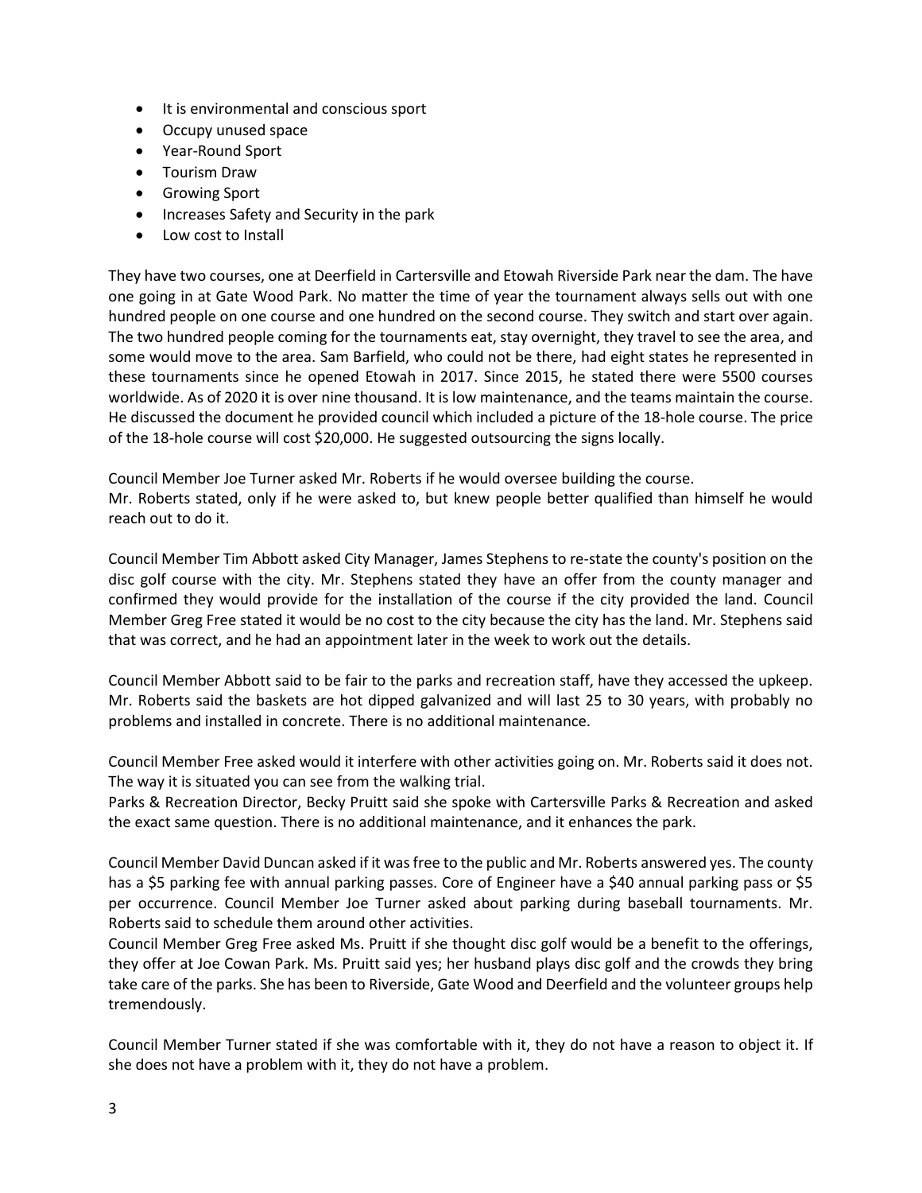- It is environmental and conscious sport
- Occupy unused space
- Year-Round Sport
- Tourism Draw
- Growing Sport
- Increases Safety and Security in the park
- Low cost to Install

They have two courses, one at Deerfield in Cartersville and Etowah Riverside Park near the dam. The have one going in at Gate Wood Park. No matter the time of year the tournament always sells out with one hundred people on one course and one hundred on the second course. They switch and start over again. The two hundred people coming for the tournaments eat, stay overnight, they travel to see the area, and some would move to the area. Sam Barfield, who could not be there, had eight states he represented in these tournaments since he opened Etowah in 2017. Since 2015, he stated there were 5500 courses worldwide. As of 2020 it is over nine thousand. It is low maintenance, and the teams maintain the course. He discussed the document he provided council which included a picture of the 18-hole course. The price of the 18-hole course will cost $20,000. He suggested outsourcing the signs locally.

Council Member Joe Turner asked Mr. Roberts if he would oversee building the course.
Mr. Roberts stated, only if he were asked to, but knew people better qualified than himself he would reach out to do it.

Council Member Tim Abbott asked City Manager, James Stephens to re-state the county's position on the disc golf course with the city. Mr. Stephens stated they have an offer from the county manager and confirmed they would provide for the installation of the course if the city provided the land. Council Member Greg Free stated it would be no cost to the city because the city has the land. Mr. Stephens said that was correct, and he had an appointment later in the week to work out the details.

Council Member Abbott said to be fair to the parks and recreation staff, have they accessed the upkeep. Mr. Roberts said the baskets are hot dipped galvanized and will last 25 to 30 years, with probably no problems and installed in concrete. There is no additional maintenance.

Council Member Free asked would it interfere with other activities going on. Mr. Roberts said it does not. The way it is situated you can see from the walking trial.
Parks & Recreation Director, Becky Pruitt said she spoke with Cartersville Parks & Recreation and asked the exact same question. There is no additional maintenance, and it enhances the park.

Council Member David Duncan asked if it was free to the public and Mr. Roberts answered yes. The county has a $5 parking fee with annual parking passes. Core of Engineer have a $40 annual parking pass or $5 per occurrence. Council Member Joe Turner asked about parking during baseball tournaments. Mr. Roberts said to schedule them around other activities.
Council Member Greg Free asked Ms. Pruitt if she thought disc golf would be a benefit to the offerings, they offer at Joe Cowan Park. Ms. Pruitt said yes; her husband plays disc golf and the crowds they bring take care of the parks. She has been to Riverside, Gate Wood and Deerfield and the volunteer groups help tremendously.

Council Member Turner stated if she was comfortable with it, they do not have a reason to object it. If she does not have a problem with it, they do not have a problem.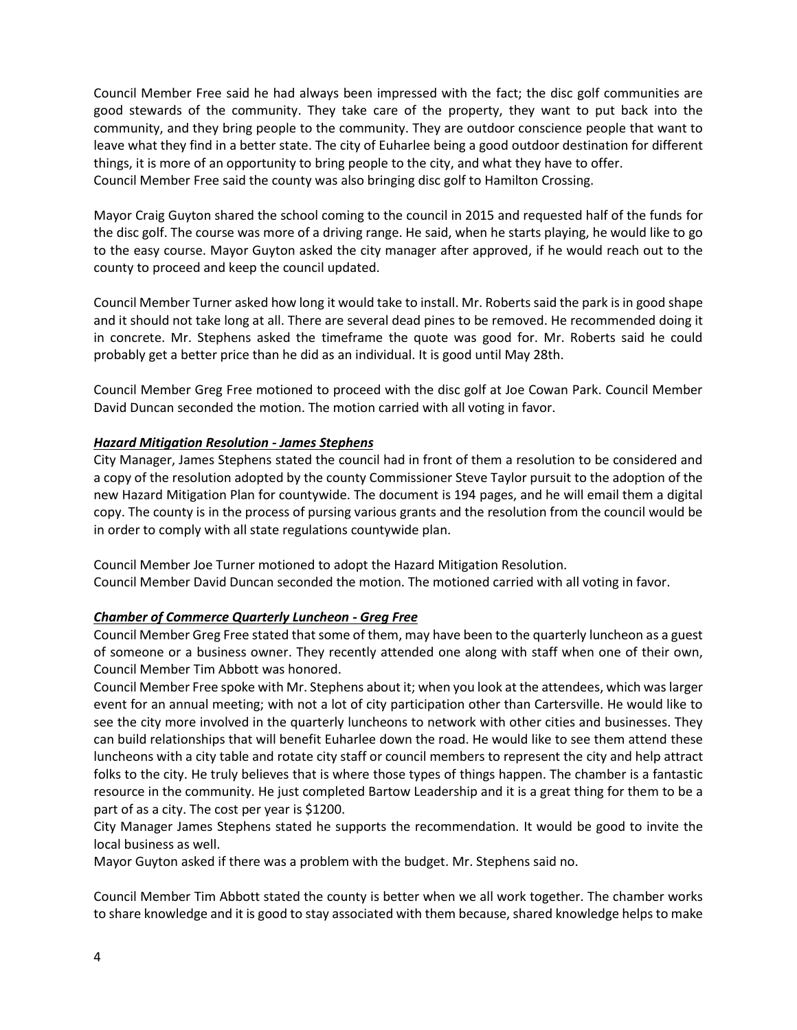Council Member Free said he had always been impressed with the fact; the disc golf communities are good stewards of the community. They take care of the property, they want to put back into the community, and they bring people to the community. They are outdoor conscience people that want to leave what they find in a better state. The city of Euharlee being a good outdoor destination for different things, it is more of an opportunity to bring people to the city, and what they have to offer.
Council Member Free said the county was also bringing disc golf to Hamilton Crossing.

Mayor Craig Guyton shared the school coming to the council in 2015 and requested half of the funds for the disc golf. The course was more of a driving range. He said, when he starts playing, he would like to go to the easy course. Mayor Guyton asked the city manager after approved, if he would reach out to the county to proceed and keep the council updated.

Council Member Turner asked how long it would take to install. Mr. Roberts said the park is in good shape and it should not take long at all. There are several dead pines to be removed. He recommended doing it in concrete. Mr. Stephens asked the timeframe the quote was good for. Mr. Roberts said he could probably get a better price than he did as an individual. It is good until May 28th.

Council Member Greg Free motioned to proceed with the disc golf at Joe Cowan Park. Council Member David Duncan seconded the motion. The motion carried with all voting in favor.

***Hazard Mitigation Resolution - James Stephens***

City Manager, James Stephens stated the council had in front of them a resolution to be considered and a copy of the resolution adopted by the county Commissioner Steve Taylor pursuit to the adoption of the new Hazard Mitigation Plan for countywide. The document is 194 pages, and he will email them a digital copy. The county is in the process of pursing various grants and the resolution from the council would be in order to comply with all state regulations countywide plan.

Council Member Joe Turner motioned to adopt the Hazard Mitigation Resolution.
Council Member David Duncan seconded the motion. The motioned carried with all voting in favor.

***Chamber of Commerce Quarterly Luncheon - Greg Free***

Council Member Greg Free stated that some of them, may have been to the quarterly luncheon as a guest of someone or a business owner. They recently attended one along with staff when one of their own, Council Member Tim Abbott was honored.
Council Member Free spoke with Mr. Stephens about it; when you look at the attendees, which was larger event for an annual meeting; with not a lot of city participation other than Cartersville. He would like to see the city more involved in the quarterly luncheons to network with other cities and businesses. They can build relationships that will benefit Euharlee down the road. He would like to see them attend these luncheons with a city table and rotate city staff or council members to represent the city and help attract folks to the city. He truly believes that is where those types of things happen. The chamber is a fantastic resource in the community. He just completed Bartow Leadership and it is a great thing for them to be a part of as a city. The cost per year is $1200.
City Manager James Stephens stated he supports the recommendation. It would be good to invite the local business as well.
Mayor Guyton asked if there was a problem with the budget. Mr. Stephens said no.

Council Member Tim Abbott stated the county is better when we all work together. The chamber works to share knowledge and it is good to stay associated with them because, shared knowledge helps to make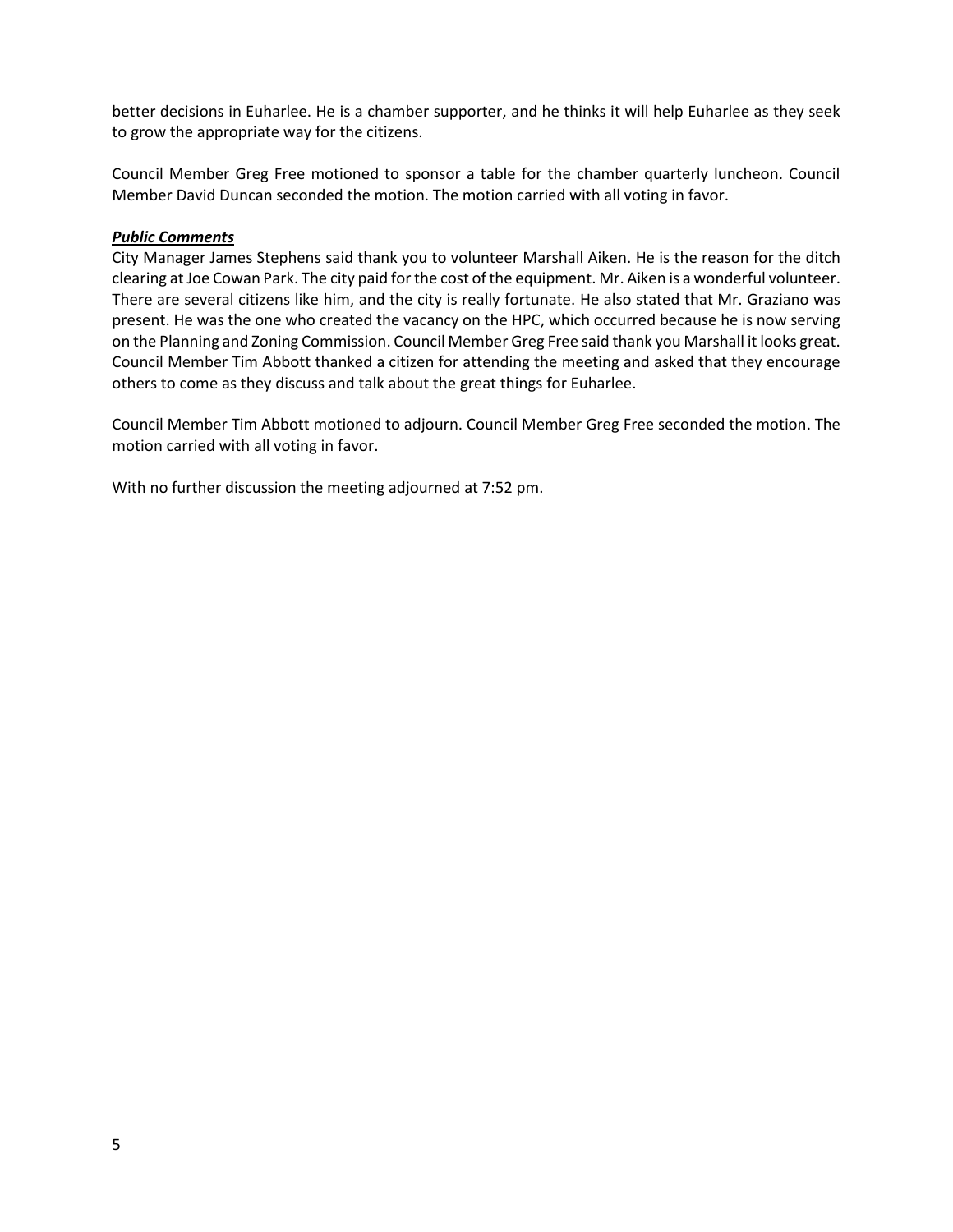better decisions in Euharlee. He is a chamber supporter, and he thinks it will help Euharlee as they seek to grow the appropriate way for the citizens.

Council Member Greg Free motioned to sponsor a table for the chamber quarterly luncheon. Council Member David Duncan seconded the motion. The motion carried with all voting in favor.

***Public Comments***

City Manager James Stephens said thank you to volunteer Marshall Aiken. He is the reason for the ditch clearing at Joe Cowan Park. The city paid for the cost of the equipment. Mr. Aiken is a wonderful volunteer. There are several citizens like him, and the city is really fortunate. He also stated that Mr. Graziano was present. He was the one who created the vacancy on the HPC, which occurred because he is now serving on the Planning and Zoning Commission. Council Member Greg Free said thank you Marshall it looks great. Council Member Tim Abbott thanked a citizen for attending the meeting and asked that they encourage others to come as they discuss and talk about the great things for Euharlee.

Council Member Tim Abbott motioned to adjourn. Council Member Greg Free seconded the motion. The motion carried with all voting in favor.

With no further discussion the meeting adjourned at 7:52 pm.